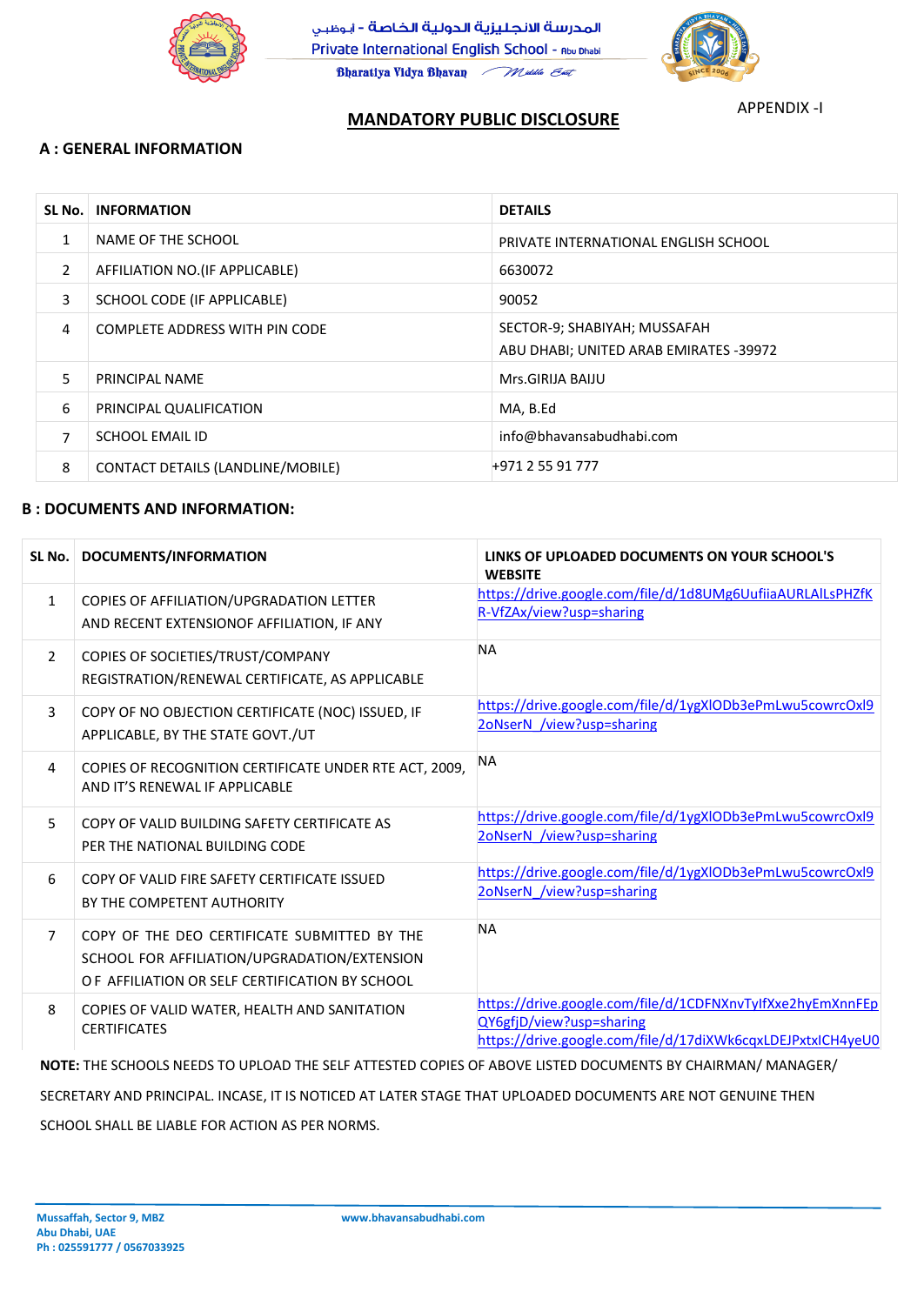المدرسة الانجليزية الدولية الخاصة - أبوظبي

Private International English School - Abu Dhabi

Bharatiya Vidya Bhavan Middle East

APPENDIX -I

# MANDATORY PUBLIC DISCLOSURE

## A : GENERAL INFORMATION

| SL No. | INFORMATION | DETAILS |
|---|---|---|
| 1 | NAME OF THE SCHOOL | PRIVATE INTERNATIONAL ENGLISH SCHOOL |
| 2 | AFFILIATION NO.(IF APPLICABLE) | 6630072 |
| 3 | SCHOOL CODE (IF APPLICABLE) | 90052 |
| 4 | COMPLETE ADDRESS WITH PIN CODE | SECTOR-9; SHABIYAH; MUSSAFAH ABU DHABI; UNITED ARAB EMIRATES -39972 |
| 5 | PRINCIPAL NAME | Mrs.GIRIJA BAIJU |
| 6 | PRINCIPAL QUALIFICATION | MA, B.Ed |
| 7 | SCHOOL EMAIL ID | info@bhavansabudhabi.com |
| 8 | CONTACT DETAILS (LANDLINE/MOBILE) | +971 2 55 91 777 |

## B : DOCUMENTS AND INFORMATION:

| SL No. | DOCUMENTS/INFORMATION | LINKS OF UPLOADED DOCUMENTS ON YOUR SCHOOL'S WEBSITE |
|---|---|---|
| 1 | COPIES OF AFFILIATION/UPGRADATION LETTER AND RECENT EXTENSIONOF AFFILIATION, IF ANY | https://drive.google.com/file/d/1d8UMg6UufiiaAURLAlLsPHZfKR-VfZAx/view?usp=sharing |
| 2 | COPIES OF SOCIETIES/TRUST/COMPANY REGISTRATION/RENEWAL CERTIFICATE, AS APPLICABLE | NA |
| 3 | COPY OF NO OBJECTION CERTIFICATE (NOC) ISSUED, IF APPLICABLE, BY THE STATE GOVT./UT | https://drive.google.com/file/d/1ygXlODb3ePmLwu5cowrcOxl92oNserN_/view?usp=sharing |
| 4 | COPIES OF RECOGNITION CERTIFICATE UNDER RTE ACT, 2009, AND IT'S RENEWAL IF APPLICABLE | NA |
| 5 | COPY OF VALID BUILDING SAFETY CERTIFICATE AS PER THE NATIONAL BUILDING CODE | https://drive.google.com/file/d/1ygXlODb3ePmLwu5cowrcOxl92oNserN_/view?usp=sharing |
| 6 | COPY OF VALID FIRE SAFETY CERTIFICATE ISSUED BY THE COMPETENT AUTHORITY | https://drive.google.com/file/d/1ygXlODb3ePmLwu5cowrcOxl92oNserN_/view?usp=sharing |
| 7 | COPY OF THE DEO CERTIFICATE SUBMITTED BY THE SCHOOL FOR AFFILIATION/UPGRADATION/EXTENSION OF AFFILIATION OR SELF CERTIFICATION BY SCHOOL | NA |
| 8 | COPIES OF VALID WATER, HEALTH AND SANITATION CERTIFICATES | https://drive.google.com/file/d/1CDFNXnvTylfXxe2hyEmXnnFEpQY6gfjD/view?usp=sharing https://drive.google.com/file/d/17diXWk6cqxLDEJPxtxICH4yeU0 |

**NOTE:** THE SCHOOLS NEEDS TO UPLOAD THE SELF ATTESTED COPIES OF ABOVE LISTED DOCUMENTS BY CHAIRMAN/ MANAGER/ SECRETARY AND PRINCIPAL. INCASE, IT IS NOTICED AT LATER STAGE THAT UPLOADED DOCUMENTS ARE NOT GENUINE THEN SCHOOL SHALL BE LIABLE FOR ACTION AS PER NORMS.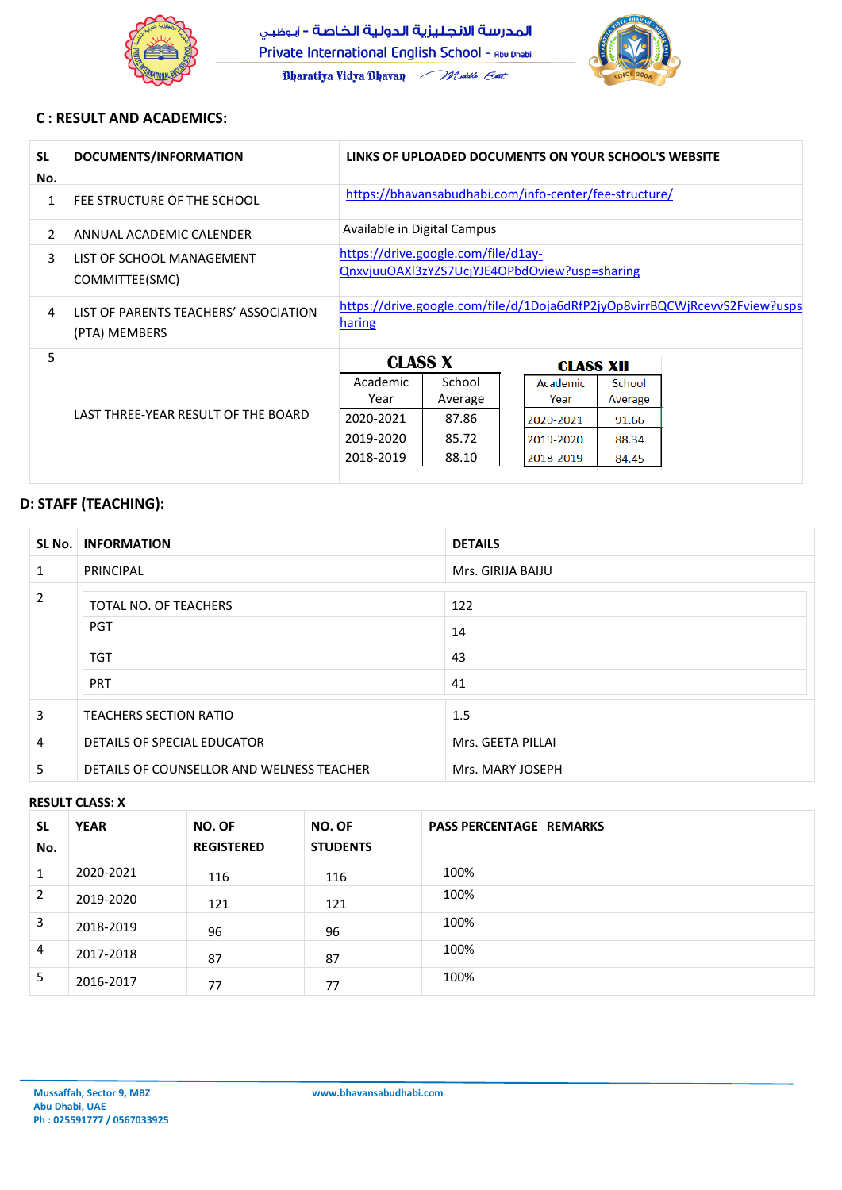## C : RESULT AND ACADEMICS:

| SL No. | DOCUMENTS/INFORMATION | LINKS OF UPLOADED DOCUMENTS ON YOUR SCHOOL'S WEBSITE |
|---|---|---|
| 1 | FEE STRUCTURE OF THE SCHOOL | https://bhavansabudhabi.com/info-center/fee-structure/ |
| 2 | ANNUAL ACADEMIC CALENDER | Available in Digital Campus |
| 3 | LIST OF SCHOOL MANAGEMENT COMMITTEE(SMC) | https://drive.google.com/file/d1ay-QnxvjuuOAXl3zYZS7UcjYJE4OPbdOview?usp=sharing |
| 4 | LIST OF PARENTS TEACHERS' ASSOCIATION (PTA) MEMBERS | https://drive.google.com/file/d/1Doja6dRfP2jyOp8virrBQCWjRcevvS2Fview?usps haring |
| 5 | LAST THREE-YEAR RESULT OF THE BOARD | See tables below |

**CLASS X**

| Academic Year | School Average |
|---|---|
| 2020-2021 | 87.86 |
| 2019-2020 | 85.72 |
| 2018-2019 | 88.10 |

**CLASS XII**

| Academic Year | School Average |
|---|---|
| 2020-2021 | 91.66 |
| 2019-2020 | 88.34 |
| 2018-2019 | 84.45 |

## D: STAFF (TEACHING):

| SL No. | INFORMATION | DETAILS |
|---|---|---|
| 1 | PRINCIPAL | Mrs. GIRIJA BAIJU |
| 2 | TOTAL NO. OF TEACHERS | 122 |
| | PGT | 14 |
| | TGT | 43 |
| | PRT | 41 |
| 3 | TEACHERS SECTION RATIO | 1.5 |
| 4 | DETAILS OF SPECIAL EDUCATOR | Mrs. GEETA PILLAI |
| 5 | DETAILS OF COUNSELLOR AND WELNESS TEACHER | Mrs. MARY JOSEPH |

**RESULT CLASS: X**

| SL No. | YEAR | NO. OF REGISTERED | NO. OF STUDENTS | PASS PERCENTAGE | REMARKS |
|---|---|---|---|---|---|
| 1 | 2020-2021 | 116 | 116 | 100% | |
| 2 | 2019-2020 | 121 | 121 | 100% | |
| 3 | 2018-2019 | 96 | 96 | 100% | |
| 4 | 2017-2018 | 87 | 87 | 100% | |
| 5 | 2016-2017 | 77 | 77 | 100% | |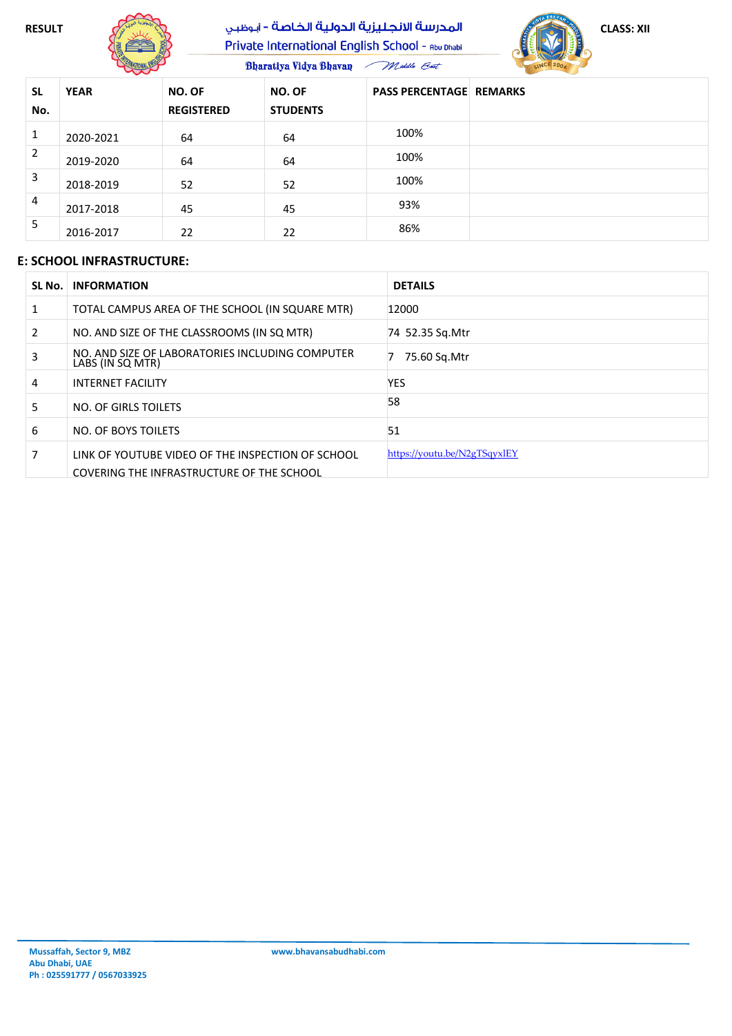RESULT

CLASS: XII

| SL No. | YEAR | NO. OF REGISTERED | NO. OF STUDENTS | PASS PERCENTAGE | REMARKS |
|---|---|---|---|---|---|
| 1 | 2020-2021 | 64 | 64 | 100% | |
| 2 | 2019-2020 | 64 | 64 | 100% | |
| 3 | 2018-2019 | 52 | 52 | 100% | |
| 4 | 2017-2018 | 45 | 45 | 93% | |
| 5 | 2016-2017 | 22 | 22 | 86% | |

## E: SCHOOL INFRASTRUCTURE:

| SL No. | INFORMATION | DETAILS |
|---|---|---|
| 1 | TOTAL CAMPUS AREA OF THE SCHOOL (IN SQUARE MTR) | 12000 |
| 2 | NO. AND SIZE OF THE CLASSROOMS (IN SQ MTR) | 74 52.35 Sq.Mtr |
| 3 | NO. AND SIZE OF LABORATORIES INCLUDING COMPUTER LABS (IN SQ MTR) | 7 75.60 Sq.Mtr |
| 4 | INTERNET FACILITY | YES |
| 5 | NO. OF GIRLS TOILETS | 58 |
| 6 | NO. OF BOYS TOILETS | 51 |
| 7 | LINK OF YOUTUBE VIDEO OF THE INSPECTION OF SCHOOL COVERING THE INFRASTRUCTURE OF THE SCHOOL | https://youtu.be/N2gTSqyxlEY |